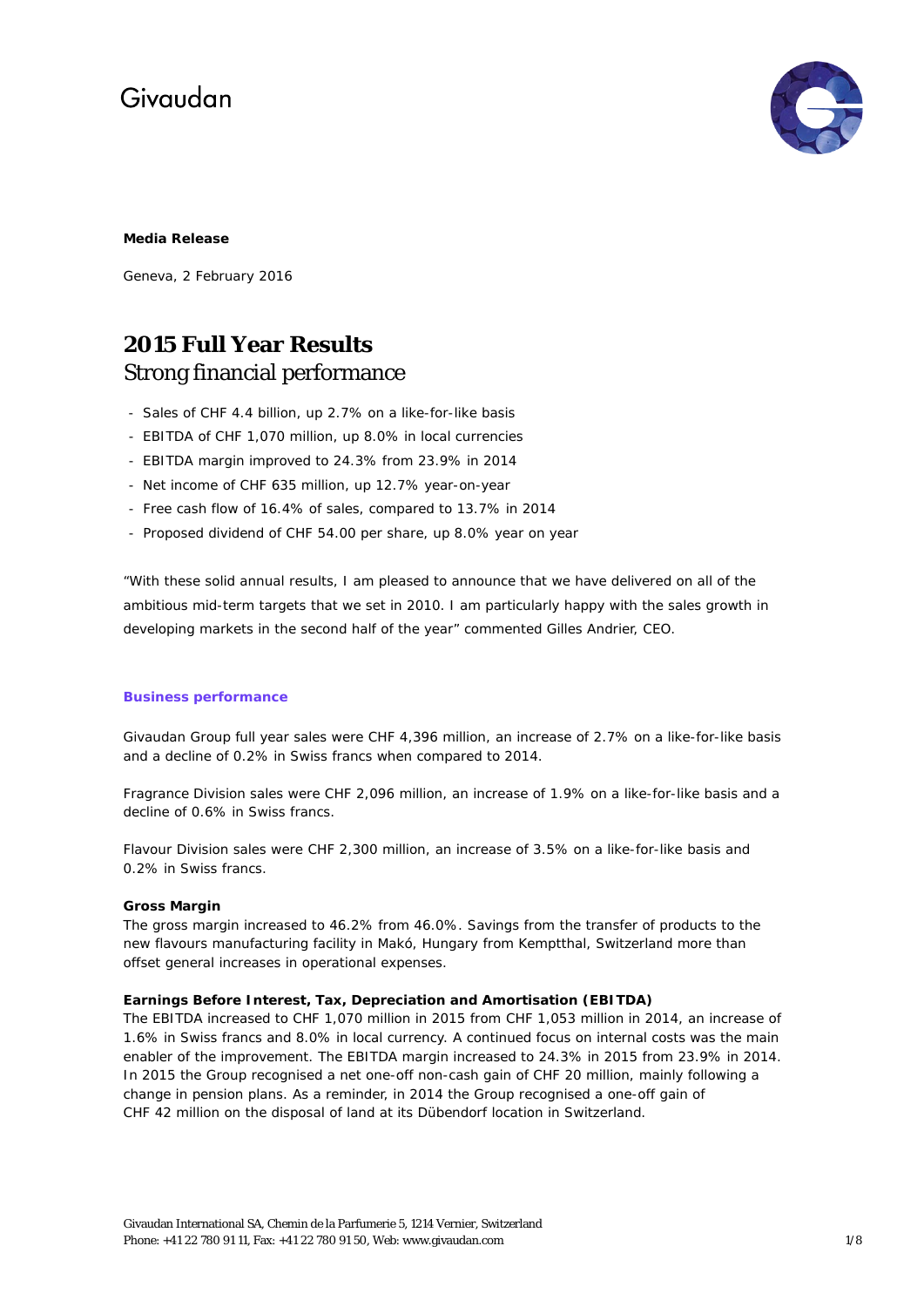Givaudan

**Media Release**

Geneva, 2 February 2016

# 2015 Full Year Results

## Strong financial performance

- Sales of CHF 4.4 billion, up 2.7% on a like-for-like basis
- EBITDA of CHF 1,070 million, up 8.0% in local currencies
- EBITDA margin improved to 24.3% from 23.9% in 2014
- Net income of CHF 635 million, up 12.7% year-on-year
- Free cash flow of 16.4% of sales, compared to 13.7% in 2014
- Proposed dividend of CHF 54.00 per share, up 8.0% year on year

"With these solid annual results, I am pleased to announce that we have delivered on all of the ambitious mid-term targets that we set in 2010. I am particularly happy with the sales growth in developing markets in the second half of the year" commented Gilles Andrier, CEO.

### Business performance

Givaudan Group full year sales were CHF 4,396 million, an increase of 2.7% on a like-for-like basis and a decline of 0.2% in Swiss francs when compared to 2014.

Fragrance Division sales were CHF 2,096 million, an increase of 1.9% on a like-for-like basis and a decline of 0.6% in Swiss francs.

Flavour Division sales were CHF 2,300 million, an increase of 3.5% on a like-for-like basis and 0.2% in Swiss francs.

**Gross Margin**

The gross margin increased to 46.2% from 46.0%. Savings from the transfer of products to the new flavours manufacturing facility in Makó, Hungary from Kemptthal, Switzerland more than offset general increases in operational expenses.

**Earnings Before Interest, Tax, Depreciation and Amortisation (EBITDA)**

The EBITDA increased to CHF 1,070 million in 2015 from CHF 1,053 million in 2014, an increase of 1.6% in Swiss francs and 8.0% in local currency. A continued focus on internal costs was the main enabler of the improvement. The EBITDA margin increased to 24.3% in 2015 from 23.9% in 2014. In 2015 the Group recognised a net one-off non-cash gain of CHF 20 million, mainly following a change in pension plans. As a reminder, in 2014 the Group recognised a one-off gain of CHF 42 million on the disposal of land at its Dübendorf location in Switzerland.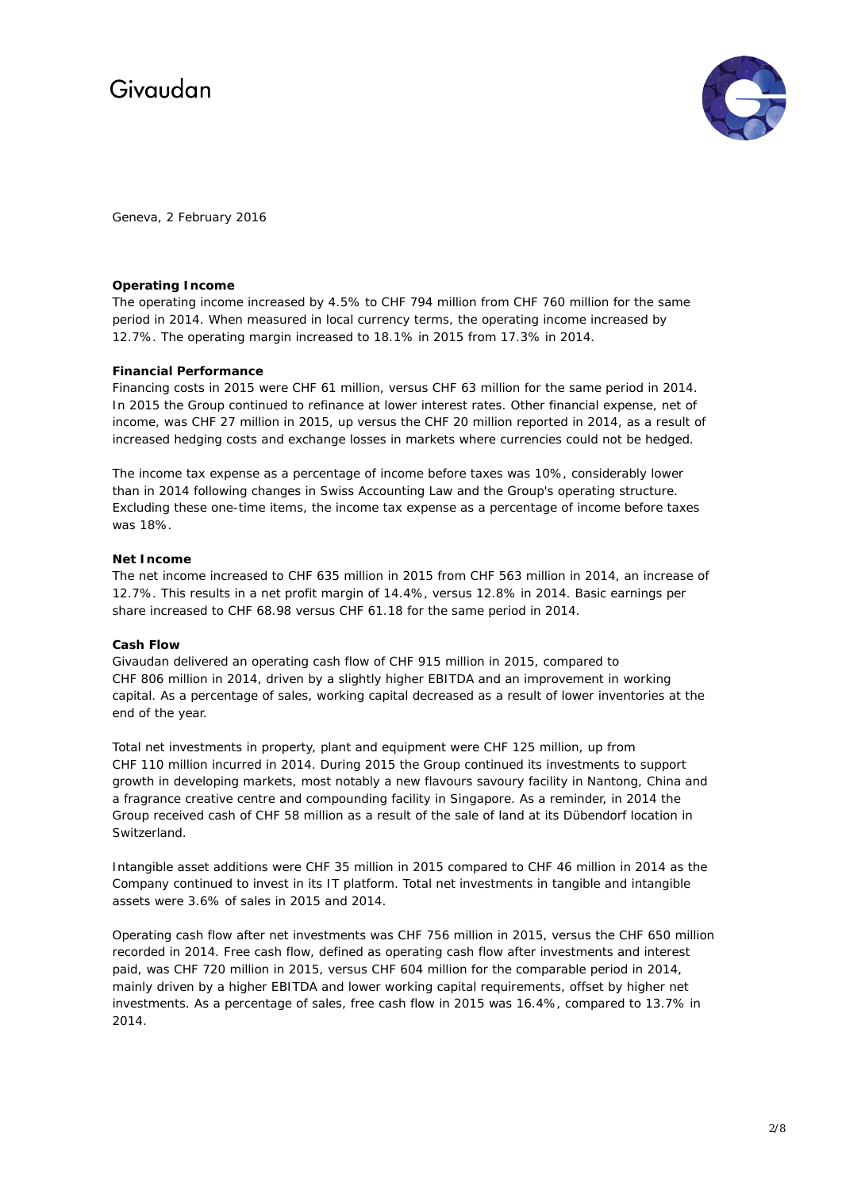Givaudan

Geneva, 2 February 2016

**Operating Income**

The operating income increased by 4.5% to CHF 794 million from CHF 760 million for the same period in 2014. When measured in local currency terms, the operating income increased by 12.7%. The operating margin increased to 18.1% in 2015 from 17.3% in 2014.

**Financial Performance**

Financing costs in 2015 were CHF 61 million, versus CHF 63 million for the same period in 2014. In 2015 the Group continued to refinance at lower interest rates. Other financial expense, net of income, was CHF 27 million in 2015, up versus the CHF 20 million reported in 2014, as a result of increased hedging costs and exchange losses in markets where currencies could not be hedged.

The income tax expense as a percentage of income before taxes was 10%, considerably lower than in 2014 following changes in Swiss Accounting Law and the Group's operating structure. Excluding these one-time items, the income tax expense as a percentage of income before taxes was 18%.

**Net Income**

The net income increased to CHF 635 million in 2015 from CHF 563 million in 2014, an increase of 12.7%. This results in a net profit margin of 14.4%, versus 12.8% in 2014. Basic earnings per share increased to CHF 68.98 versus CHF 61.18 for the same period in 2014.

**Cash Flow**

Givaudan delivered an operating cash flow of CHF 915 million in 2015, compared to CHF 806 million in 2014, driven by a slightly higher EBITDA and an improvement in working capital. As a percentage of sales, working capital decreased as a result of lower inventories at the end of the year.

Total net investments in property, plant and equipment were CHF 125 million, up from CHF 110 million incurred in 2014. During 2015 the Group continued its investments to support growth in developing markets, most notably a new flavours savoury facility in Nantong, China and a fragrance creative centre and compounding facility in Singapore. As a reminder, in 2014 the Group received cash of CHF 58 million as a result of the sale of land at its Dübendorf location in Switzerland.

Intangible asset additions were CHF 35 million in 2015 compared to CHF 46 million in 2014 as the Company continued to invest in its IT platform. Total net investments in tangible and intangible assets were 3.6% of sales in 2015 and 2014.

Operating cash flow after net investments was CHF 756 million in 2015, versus the CHF 650 million recorded in 2014. Free cash flow, defined as operating cash flow after investments and interest paid, was CHF 720 million in 2015, versus CHF 604 million for the comparable period in 2014, mainly driven by a higher EBITDA and lower working capital requirements, offset by higher net investments. As a percentage of sales, free cash flow in 2015 was 16.4%, compared to 13.7% in 2014.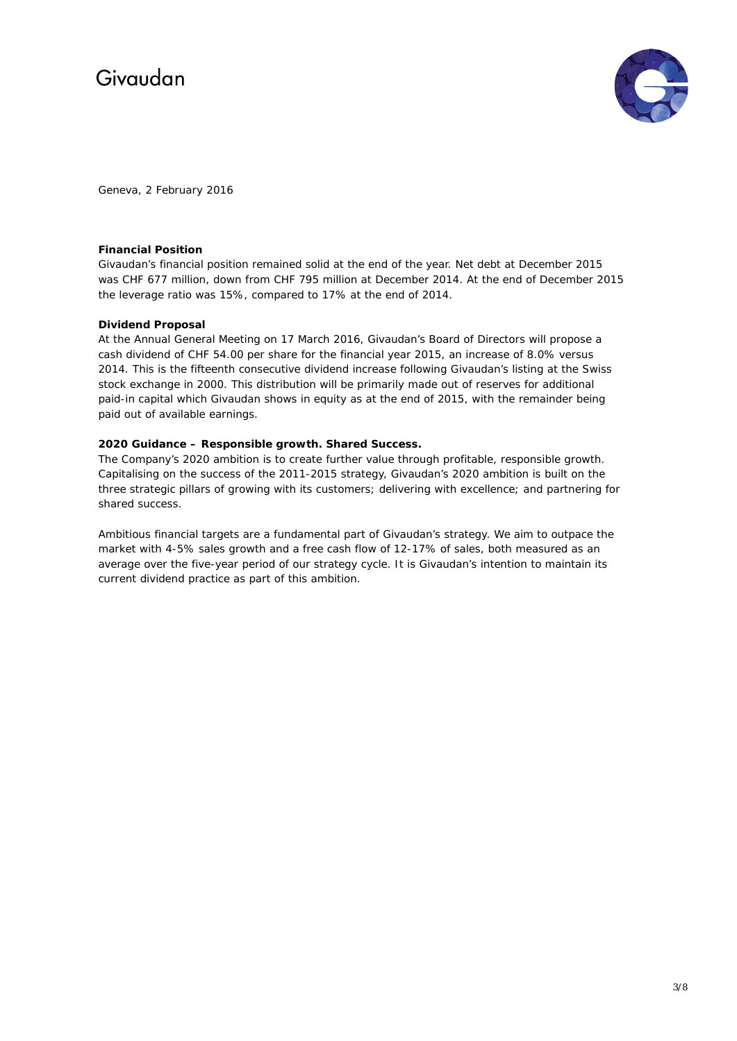Geneva, 2 February 2016

**Financial Position**

Givaudan's financial position remained solid at the end of the year. Net debt at December 2015 was CHF 677 million, down from CHF 795 million at December 2014. At the end of December 2015 the leverage ratio was 15%, compared to 17% at the end of 2014.

**Dividend Proposal**

At the Annual General Meeting on 17 March 2016, Givaudan's Board of Directors will propose a cash dividend of CHF 54.00 per share for the financial year 2015, an increase of 8.0% versus 2014. This is the fifteenth consecutive dividend increase following Givaudan's listing at the Swiss stock exchange in 2000. This distribution will be primarily made out of reserves for additional paid-in capital which Givaudan shows in equity as at the end of 2015, with the remainder being paid out of available earnings.

**2020 Guidance – Responsible growth. Shared Success.**

The Company's 2020 ambition is to create further value through profitable, responsible growth. Capitalising on the success of the 2011-2015 strategy, Givaudan's 2020 ambition is built on the three strategic pillars of growing with its customers; delivering with excellence; and partnering for shared success.

Ambitious financial targets are a fundamental part of Givaudan's strategy. We aim to outpace the market with 4-5% sales growth and a free cash flow of 12-17% of sales, both measured as an average over the five-year period of our strategy cycle. It is Givaudan's intention to maintain its current dividend practice as part of this ambition.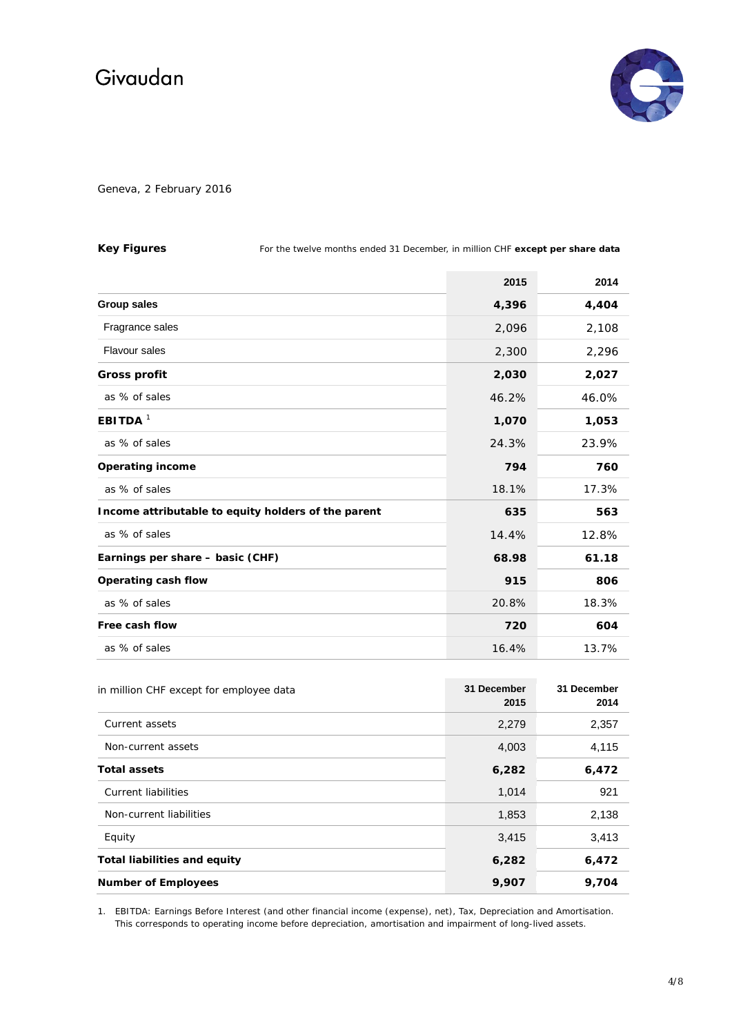Givaudan

Geneva, 2 February 2016

**Key Figures**

For the twelve months ended 31 December, in million CHF **except per share data**

| | 2015 | 2014 |
|---|---|---|
| **Group sales** | **4,396** | **4,404** |
| Fragrance sales | 2,096 | 2,108 |
| Flavour sales | 2,300 | 2,296 |
| **Gross profit** | **2,030** | **2,027** |
| as % of sales | 46.2% | 46.0% |
| **EBITDA** [1] | **1,070** | **1,053** |
| as % of sales | 24.3% | 23.9% |
| **Operating income** | **794** | **760** |
| as % of sales | 18.1% | 17.3% |
| **Income attributable to equity holders of the parent** | **635** | **563** |
| as % of sales | 14.4% | 12.8% |
| **Earnings per share – basic (CHF)** | **68.98** | **61.18** |
| **Operating cash flow** | **915** | **806** |
| as % of sales | 20.8% | 18.3% |
| **Free cash flow** | **720** | **604** |
| as % of sales | 16.4% | 13.7% |

| in million CHF except for employee data | 31 December 2015 | 31 December 2014 |
|---|---|---|
| Current assets | 2,279 | 2,357 |
| Non-current assets | 4,003 | 4,115 |
| **Total assets** | **6,282** | **6,472** |
| Current liabilities | 1,014 | 921 |
| Non-current liabilities | 1,853 | 2,138 |
| Equity | 3,415 | 3,413 |
| **Total liabilities and equity** | **6,282** | **6,472** |
| **Number of Employees** | **9,907** | **9,704** |

1. EBITDA: Earnings Before Interest (and other financial income (expense), net), Tax, Depreciation and Amortisation. This corresponds to operating income before depreciation, amortisation and impairment of long-lived assets.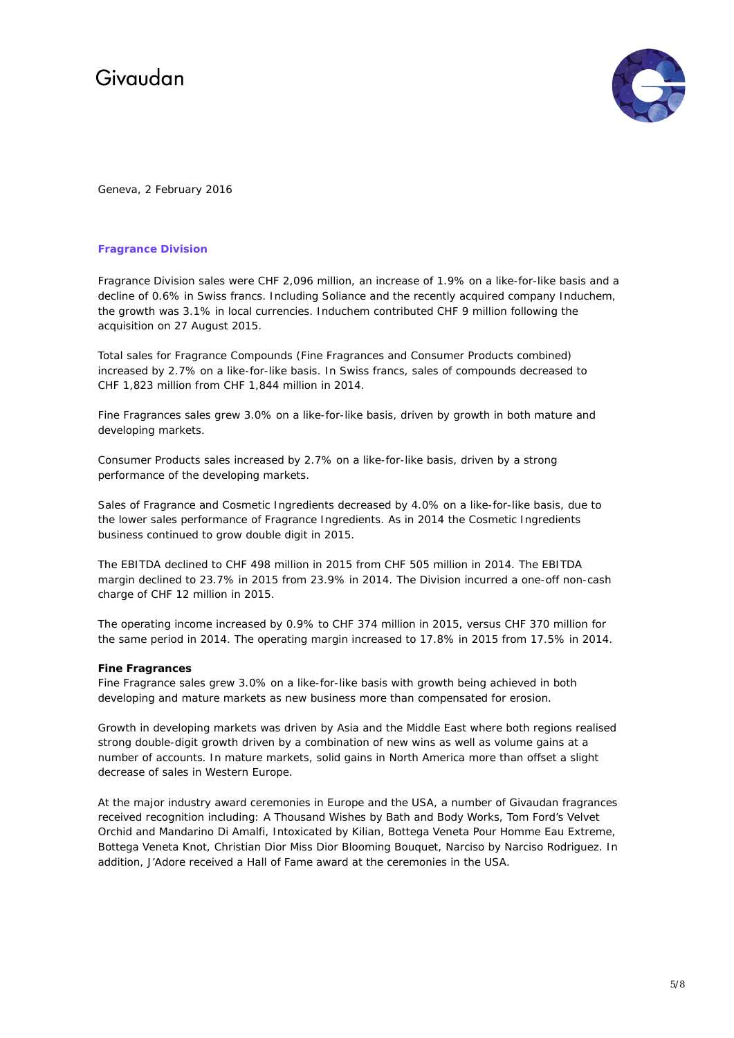Geneva, 2 February 2016

## Fragrance Division

Fragrance Division sales were CHF 2,096 million, an increase of 1.9% on a like-for-like basis and a decline of 0.6% in Swiss francs. Including Soliance and the recently acquired company Induchem, the growth was 3.1% in local currencies. Induchem contributed CHF 9 million following the acquisition on 27 August 2015.

Total sales for Fragrance Compounds (Fine Fragrances and Consumer Products combined) increased by 2.7% on a like-for-like basis. In Swiss francs, sales of compounds decreased to CHF 1,823 million from CHF 1,844 million in 2014.

Fine Fragrances sales grew 3.0% on a like-for-like basis, driven by growth in both mature and developing markets.

Consumer Products sales increased by 2.7% on a like-for-like basis, driven by a strong performance of the developing markets.

Sales of Fragrance and Cosmetic Ingredients decreased by 4.0% on a like-for-like basis, due to the lower sales performance of Fragrance Ingredients. As in 2014 the Cosmetic Ingredients business continued to grow double digit in 2015.

The EBITDA declined to CHF 498 million in 2015 from CHF 505 million in 2014. The EBITDA margin declined to 23.7% in 2015 from 23.9% in 2014. The Division incurred a one-off non-cash charge of CHF 12 million in 2015.

The operating income increased by 0.9% to CHF 374 million in 2015, versus CHF 370 million for the same period in 2014. The operating margin increased to 17.8% in 2015 from 17.5% in 2014.

### Fine Fragrances

Fine Fragrance sales grew 3.0% on a like-for-like basis with growth being achieved in both developing and mature markets as new business more than compensated for erosion.

Growth in developing markets was driven by Asia and the Middle East where both regions realised strong double-digit growth driven by a combination of new wins as well as volume gains at a number of accounts. In mature markets, solid gains in North America more than offset a slight decrease of sales in Western Europe.

At the major industry award ceremonies in Europe and the USA, a number of Givaudan fragrances received recognition including: A Thousand Wishes by Bath and Body Works, Tom Ford's Velvet Orchid and Mandarino Di Amalfi, Intoxicated by Kilian, Bottega Veneta Pour Homme Eau Extreme, Bottega Veneta Knot, Christian Dior Miss Dior Blooming Bouquet, Narciso by Narciso Rodriguez. In addition, J'Adore received a Hall of Fame award at the ceremonies in the USA.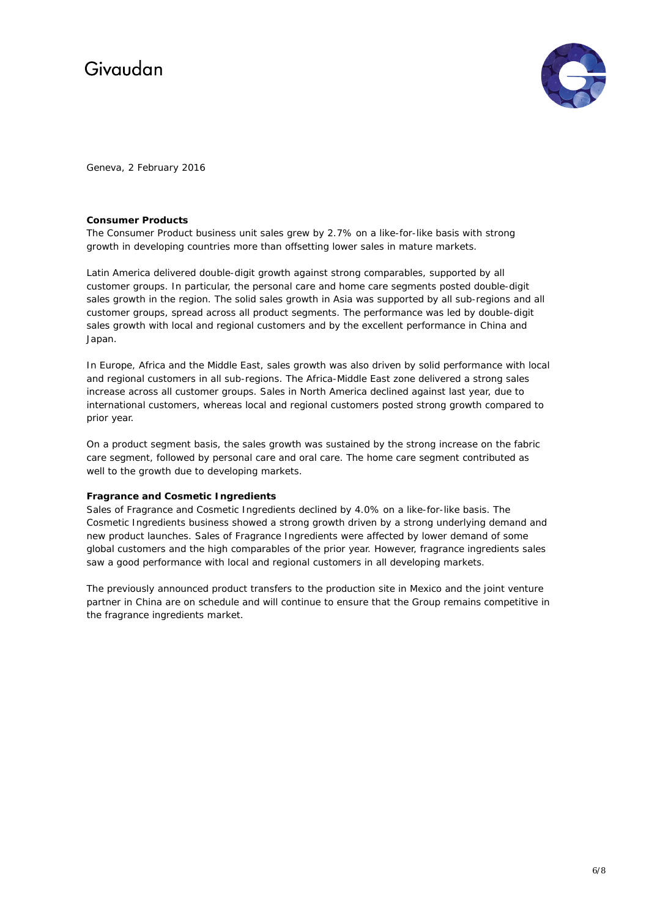Geneva, 2 February 2016

**Consumer Products**

The Consumer Product business unit sales grew by 2.7% on a like-for-like basis with strong growth in developing countries more than offsetting lower sales in mature markets.

Latin America delivered double-digit growth against strong comparables, supported by all customer groups. In particular, the personal care and home care segments posted double-digit sales growth in the region. The solid sales growth in Asia was supported by all sub-regions and all customer groups, spread across all product segments. The performance was led by double-digit sales growth with local and regional customers and by the excellent performance in China and Japan.

In Europe, Africa and the Middle East, sales growth was also driven by solid performance with local and regional customers in all sub-regions. The Africa-Middle East zone delivered a strong sales increase across all customer groups. Sales in North America declined against last year, due to international customers, whereas local and regional customers posted strong growth compared to prior year.

On a product segment basis, the sales growth was sustained by the strong increase on the fabric care segment, followed by personal care and oral care. The home care segment contributed as well to the growth due to developing markets.

**Fragrance and Cosmetic Ingredients**

Sales of Fragrance and Cosmetic Ingredients declined by 4.0% on a like-for-like basis. The Cosmetic Ingredients business showed a strong growth driven by a strong underlying demand and new product launches. Sales of Fragrance Ingredients were affected by lower demand of some global customers and the high comparables of the prior year. However, fragrance ingredients sales saw a good performance with local and regional customers in all developing markets.

The previously announced product transfers to the production site in Mexico and the joint venture partner in China are on schedule and will continue to ensure that the Group remains competitive in the fragrance ingredients market.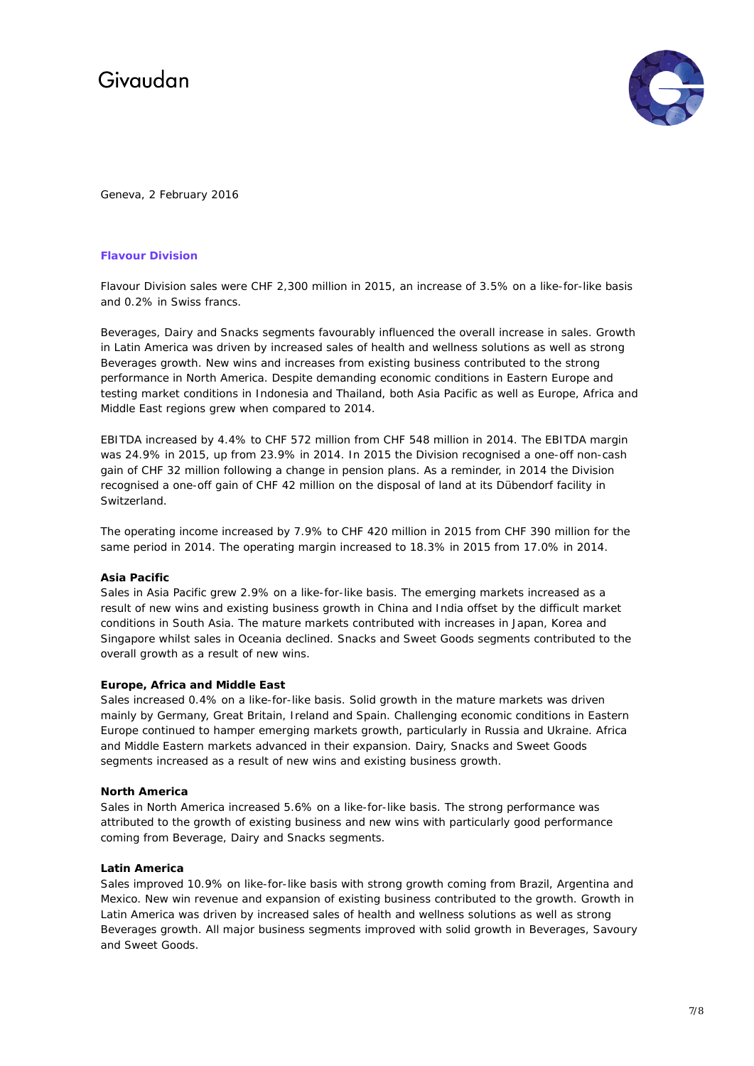Givaudan

Geneva, 2 February 2016

## Flavour Division

Flavour Division sales were CHF 2,300 million in 2015, an increase of 3.5% on a like-for-like basis and 0.2% in Swiss francs.

Beverages, Dairy and Snacks segments favourably influenced the overall increase in sales. Growth in Latin America was driven by increased sales of health and wellness solutions as well as strong Beverages growth. New wins and increases from existing business contributed to the strong performance in North America. Despite demanding economic conditions in Eastern Europe and testing market conditions in Indonesia and Thailand, both Asia Pacific as well as Europe, Africa and Middle East regions grew when compared to 2014.

EBITDA increased by 4.4% to CHF 572 million from CHF 548 million in 2014. The EBITDA margin was 24.9% in 2015, up from 23.9% in 2014. In 2015 the Division recognised a one-off non-cash gain of CHF 32 million following a change in pension plans. As a reminder, in 2014 the Division recognised a one-off gain of CHF 42 million on the disposal of land at its Dübendorf facility in Switzerland.

The operating income increased by 7.9% to CHF 420 million in 2015 from CHF 390 million for the same period in 2014. The operating margin increased to 18.3% in 2015 from 17.0% in 2014.

**Asia Pacific**
Sales in Asia Pacific grew 2.9% on a like-for-like basis. The emerging markets increased as a result of new wins and existing business growth in China and India offset by the difficult market conditions in South Asia. The mature markets contributed with increases in Japan, Korea and Singapore whilst sales in Oceania declined. Snacks and Sweet Goods segments contributed to the overall growth as a result of new wins.

**Europe, Africa and Middle East**
Sales increased 0.4% on a like-for-like basis. Solid growth in the mature markets was driven mainly by Germany, Great Britain, Ireland and Spain. Challenging economic conditions in Eastern Europe continued to hamper emerging markets growth, particularly in Russia and Ukraine. Africa and Middle Eastern markets advanced in their expansion. Dairy, Snacks and Sweet Goods segments increased as a result of new wins and existing business growth.

**North America**
Sales in North America increased 5.6% on a like-for-like basis. The strong performance was attributed to the growth of existing business and new wins with particularly good performance coming from Beverage, Dairy and Snacks segments.

**Latin America**
Sales improved 10.9% on like-for-like basis with strong growth coming from Brazil, Argentina and Mexico. New win revenue and expansion of existing business contributed to the growth. Growth in Latin America was driven by increased sales of health and wellness solutions as well as strong Beverages growth. All major business segments improved with solid growth in Beverages, Savoury and Sweet Goods.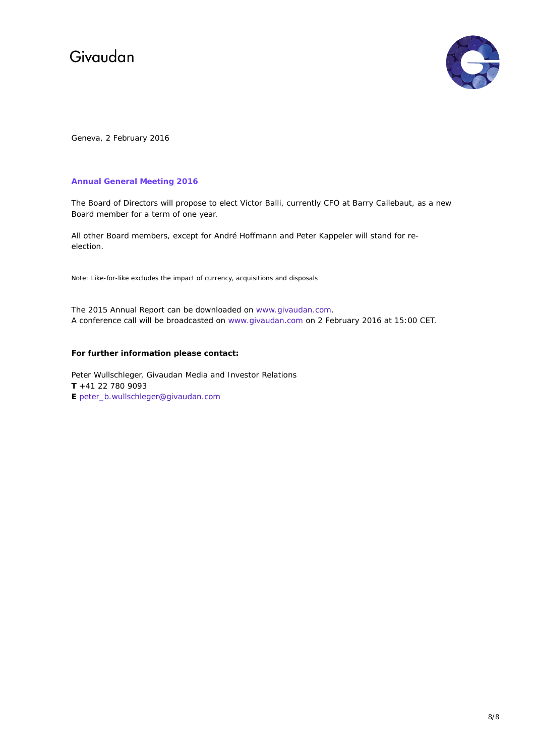Givaudan

Geneva, 2 February 2016

## Annual General Meeting 2016

The Board of Directors will propose to elect Victor Balli, currently CFO at Barry Callebaut, as a new Board member for a term of one year.

All other Board members, except for André Hoffmann and Peter Kappeler will stand for re-election.

Note: Like-for-like excludes the impact of currency, acquisitions and disposals

The 2015 Annual Report can be downloaded on www.givaudan.com.
A conference call will be broadcasted on www.givaudan.com on 2 February 2016 at 15:00 CET.

**For further information please contact:**

Peter Wullschleger, Givaudan Media and Investor Relations
**T** +41 22 780 9093
**E** peter_b.wullschleger@givaudan.com